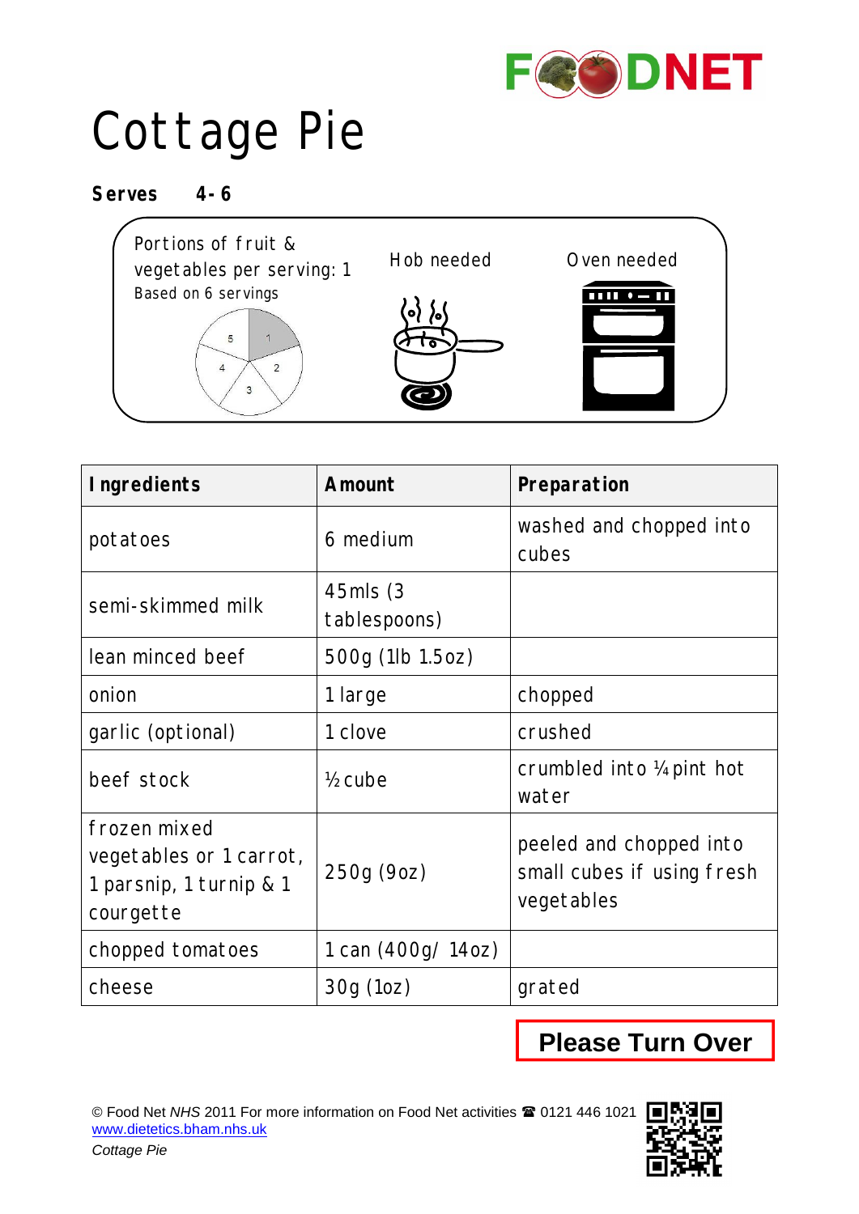# Cottage Pie

**Serves 4-6**

Portions of fruit & vegetables per serving: 1
Based on 6 servings

Hob needed

Oven needed

| Ingredients | Amount | Preparation |
|---|---|---|
| potatoes | 6 medium | washed and chopped into cubes |
| semi-skimmed milk | 45mls (3 tablespoons) | |
| lean minced beef | 500g (1lb 1.5oz) | |
| onion | 1 large | chopped |
| garlic (optional) | 1 clove | crushed |
| beef stock | ½ cube | crumbled into ¼ pint hot water |
| frozen mixed vegetables or 1 carrot, 1 parsnip, 1 turnip & 1 courgette | 250g (9oz) | peeled and chopped into small cubes if using fresh vegetables |
| chopped tomatoes | 1 can (400g/ 14oz) | |
| cheese | 30g (1oz) | grated |

**Please Turn Over**

© Food Net *NHS* 2011 For more information on Food Net activities ☎ 0121 446 1021
www.dietetics.bham.nhs.uk
*Cottage Pie*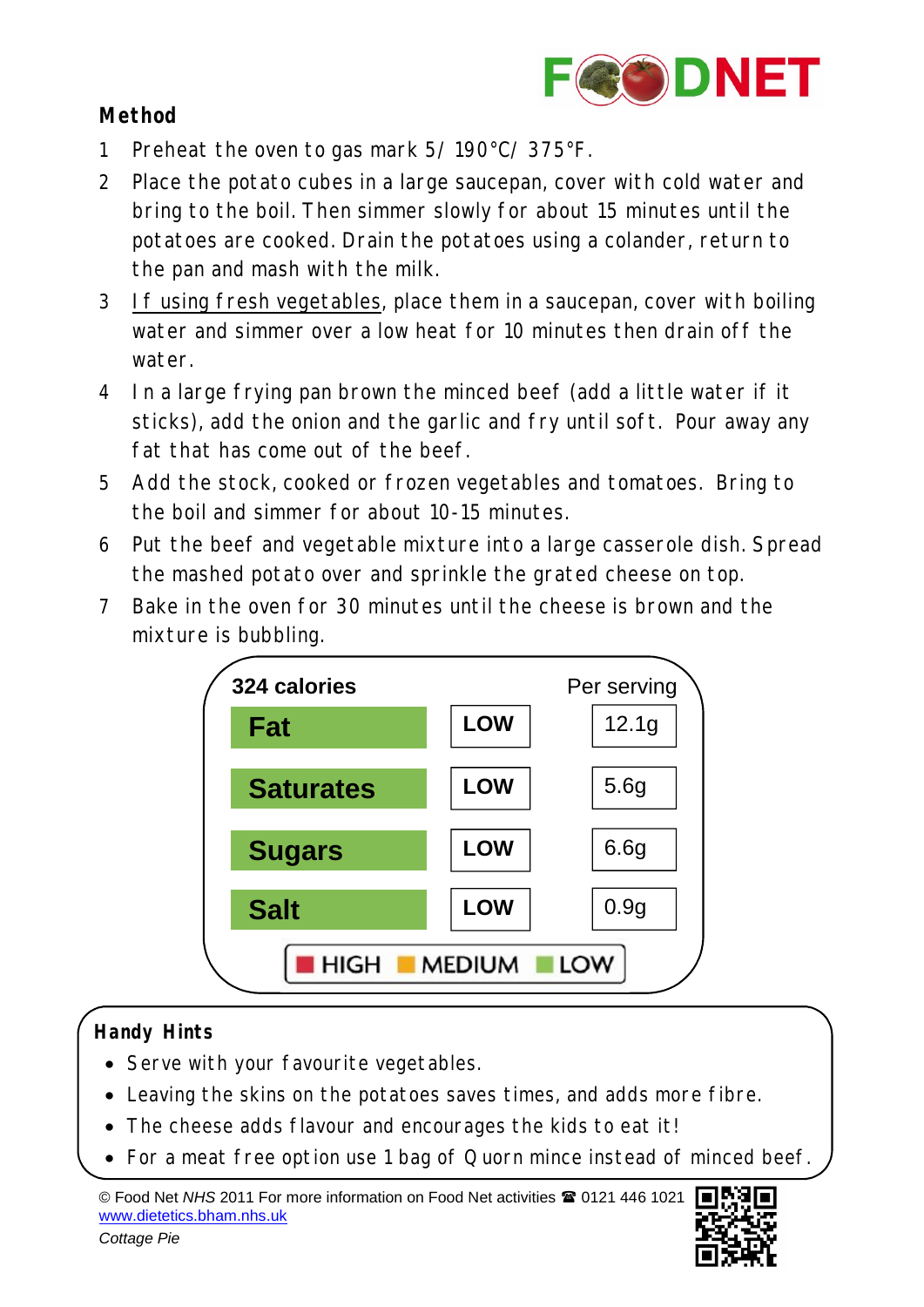**Method**

1. Preheat the oven to gas mark 5/ 190°C/ 375°F.
2. Place the potato cubes in a large saucepan, cover with cold water and bring to the boil. Then simmer slowly for about 15 minutes until the potatoes are cooked. Drain the potatoes using a colander, return to the pan and mash with the milk.
3. If using fresh vegetables, place them in a saucepan, cover with boiling water and simmer over a low heat for 10 minutes then drain off the water.
4. In a large frying pan brown the minced beef (add a little water if it sticks), add the onion and the garlic and fry until soft. Pour away any fat that has come out of the beef.
5. Add the stock, cooked or frozen vegetables and tomatoes. Bring to the boil and simmer for about 10-15 minutes.
6. Put the beef and vegetable mixture into a large casserole dish. Spread the mashed potato over and sprinkle the grated cheese on top.
7. Bake in the oven for 30 minutes until the cheese is brown and the mixture is bubbling.

| 324 calories | | Per serving |
|---|---|---|
| Fat | LOW | 12.1g |
| Saturates | LOW | 5.6g |
| Sugars | LOW | 6.6g |
| Salt | LOW | 0.9g |

HIGH MEDIUM LOW

**Handy Hints**

- Serve with your favourite vegetables.
- Leaving the skins on the potatoes saves times, and adds more fibre.
- The cheese adds flavour and encourages the kids to eat it!
- For a meat free option use 1 bag of Quorn mince instead of minced beef.

© Food Net *NHS* 2011 For more information on Food Net activities ☎ 0121 446 1021
www.dietetics.bham.nhs.uk

*Cottage Pie*